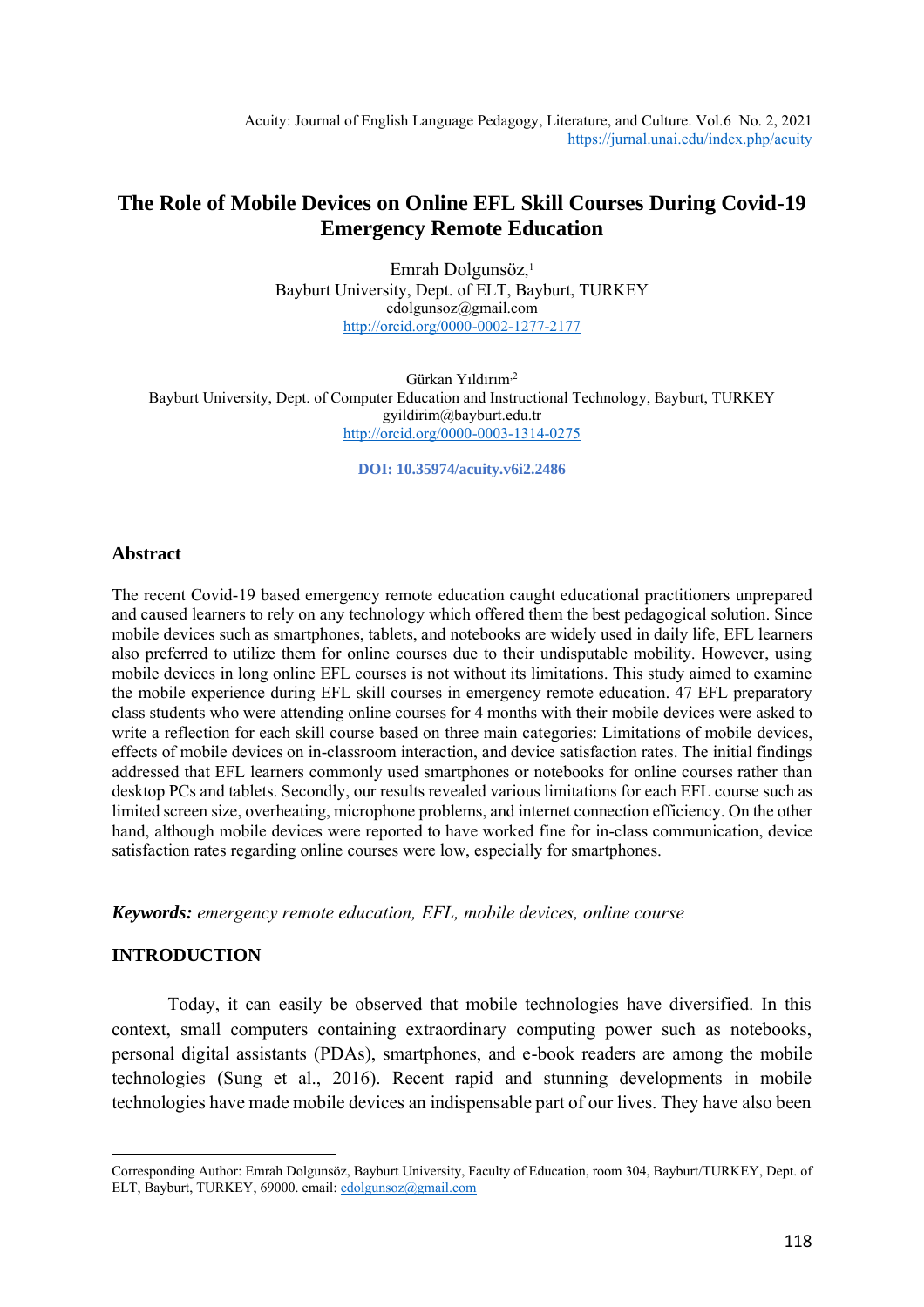# The Role of Mobile Devices on Online EFL Skill Courses During Covid-19 Emergency Remote Education

Emrah Dolgunsöz,[1]
Bayburt University, Dept. of ELT, Bayburt, TURKEY
edolgunsoz@gmail.com
http://orcid.org/0000-0002-1277-2177

Gürkan Yıldırım[2]
Bayburt University, Dept. of Computer Education and Instructional Technology, Bayburt, TURKEY
gyildirim@bayburt.edu.tr
http://orcid.org/0000-0003-1314-0275

**DOI: 10.35974/acuity.v6i2.2486**

## Abstract

The recent Covid-19 based emergency remote education caught educational practitioners unprepared and caused learners to rely on any technology which offered them the best pedagogical solution. Since mobile devices such as smartphones, tablets, and notebooks are widely used in daily life, EFL learners also preferred to utilize them for online courses due to their undisputable mobility. However, using mobile devices in long online EFL courses is not without its limitations. This study aimed to examine the mobile experience during EFL skill courses in emergency remote education. 47 EFL preparatory class students who were attending online courses for 4 months with their mobile devices were asked to write a reflection for each skill course based on three main categories: Limitations of mobile devices, effects of mobile devices on in-classroom interaction, and device satisfaction rates. The initial findings addressed that EFL learners commonly used smartphones or notebooks for online courses rather than desktop PCs and tablets. Secondly, our results revealed various limitations for each EFL course such as limited screen size, overheating, microphone problems, and internet connection efficiency. On the other hand, although mobile devices were reported to have worked fine for in-class communication, device satisfaction rates regarding online courses were low, especially for smartphones.

***Keywords:*** *emergency remote education, EFL, mobile devices, online course*

## INTRODUCTION

Today, it can easily be observed that mobile technologies have diversified. In this context, small computers containing extraordinary computing power such as notebooks, personal digital assistants (PDAs), smartphones, and e-book readers are among the mobile technologies (Sung et al., 2016). Recent rapid and stunning developments in mobile technologies have made mobile devices an indispensable part of our lives. They have also been

---

Corresponding Author: Emrah Dolgunsöz, Bayburt University, Faculty of Education, room 304, Bayburt/TURKEY, Dept. of ELT, Bayburt, TURKEY, 69000. email: edolgunsoz@gmail.com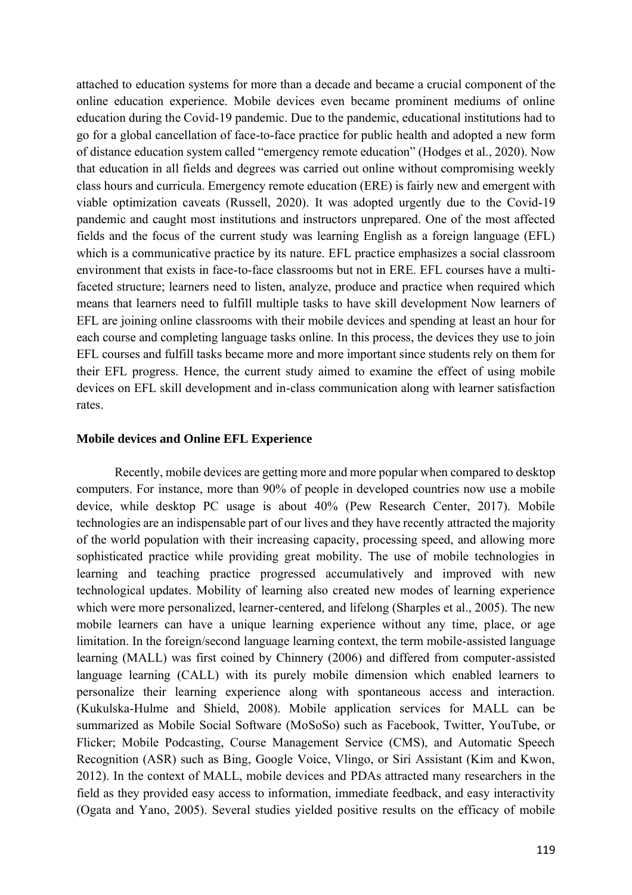attached to education systems for more than a decade and became a crucial component of the online education experience. Mobile devices even became prominent mediums of online education during the Covid-19 pandemic. Due to the pandemic, educational institutions had to go for a global cancellation of face-to-face practice for public health and adopted a new form of distance education system called "emergency remote education" (Hodges et al., 2020). Now that education in all fields and degrees was carried out online without compromising weekly class hours and curricula. Emergency remote education (ERE) is fairly new and emergent with viable optimization caveats (Russell, 2020). It was adopted urgently due to the Covid-19 pandemic and caught most institutions and instructors unprepared. One of the most affected fields and the focus of the current study was learning English as a foreign language (EFL) which is a communicative practice by its nature. EFL practice emphasizes a social classroom environment that exists in face-to-face classrooms but not in ERE. EFL courses have a multi-faceted structure; learners need to listen, analyze, produce and practice when required which means that learners need to fulfill multiple tasks to have skill development Now learners of EFL are joining online classrooms with their mobile devices and spending at least an hour for each course and completing language tasks online. In this process, the devices they use to join EFL courses and fulfill tasks became more and more important since students rely on them for their EFL progress. Hence, the current study aimed to examine the effect of using mobile devices on EFL skill development and in-class communication along with learner satisfaction rates.

## Mobile devices and Online EFL Experience

Recently, mobile devices are getting more and more popular when compared to desktop computers. For instance, more than 90% of people in developed countries now use a mobile device, while desktop PC usage is about 40% (Pew Research Center, 2017). Mobile technologies are an indispensable part of our lives and they have recently attracted the majority of the world population with their increasing capacity, processing speed, and allowing more sophisticated practice while providing great mobility. The use of mobile technologies in learning and teaching practice progressed accumulatively and improved with new technological updates. Mobility of learning also created new modes of learning experience which were more personalized, learner-centered, and lifelong (Sharples et al., 2005). The new mobile learners can have a unique learning experience without any time, place, or age limitation. In the foreign/second language learning context, the term mobile-assisted language learning (MALL) was first coined by Chinnery (2006) and differed from computer-assisted language learning (CALL) with its purely mobile dimension which enabled learners to personalize their learning experience along with spontaneous access and interaction. (Kukulska-Hulme and Shield, 2008). Mobile application services for MALL can be summarized as Mobile Social Software (MoSoSo) such as Facebook, Twitter, YouTube, or Flicker; Mobile Podcasting, Course Management Service (CMS), and Automatic Speech Recognition (ASR) such as Bing, Google Voice, Vlingo, or Siri Assistant (Kim and Kwon, 2012). In the context of MALL, mobile devices and PDAs attracted many researchers in the field as they provided easy access to information, immediate feedback, and easy interactivity (Ogata and Yano, 2005). Several studies yielded positive results on the efficacy of mobile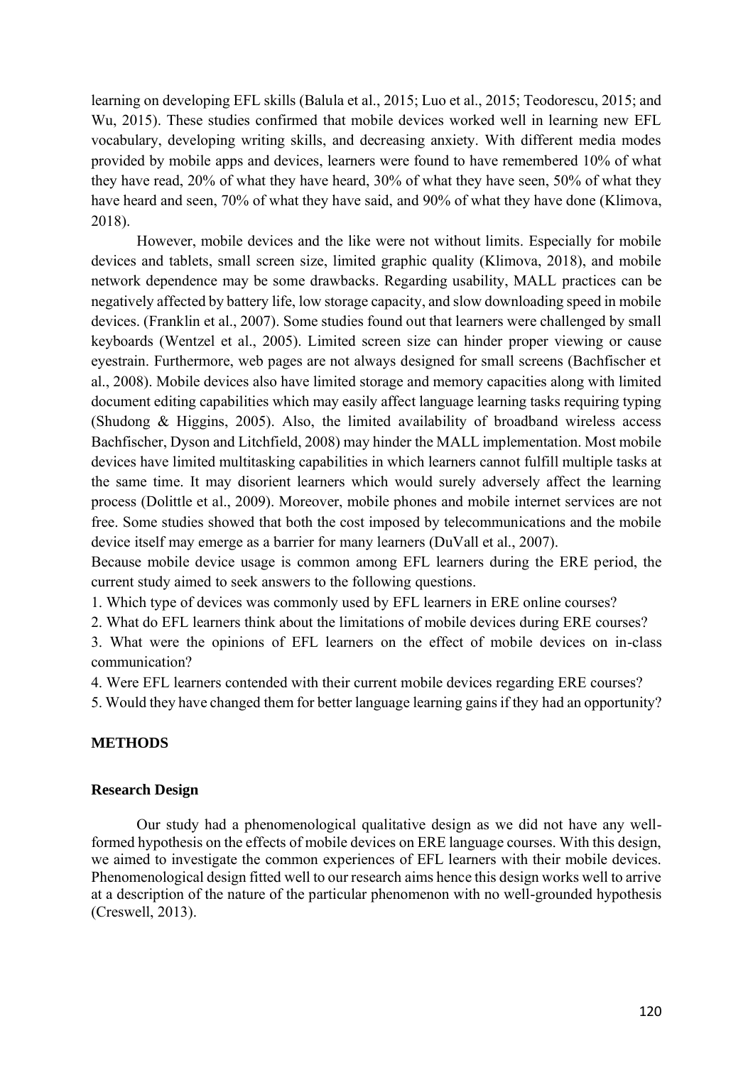learning on developing EFL skills (Balula et al., 2015; Luo et al., 2015; Teodorescu, 2015; and Wu, 2015). These studies confirmed that mobile devices worked well in learning new EFL vocabulary, developing writing skills, and decreasing anxiety. With different media modes provided by mobile apps and devices, learners were found to have remembered 10% of what they have read, 20% of what they have heard, 30% of what they have seen, 50% of what they have heard and seen, 70% of what they have said, and 90% of what they have done (Klimova, 2018).

However, mobile devices and the like were not without limits. Especially for mobile devices and tablets, small screen size, limited graphic quality (Klimova, 2018), and mobile network dependence may be some drawbacks. Regarding usability, MALL practices can be negatively affected by battery life, low storage capacity, and slow downloading speed in mobile devices. (Franklin et al., 2007). Some studies found out that learners were challenged by small keyboards (Wentzel et al., 2005). Limited screen size can hinder proper viewing or cause eyestrain. Furthermore, web pages are not always designed for small screens (Bachfischer et al., 2008). Mobile devices also have limited storage and memory capacities along with limited document editing capabilities which may easily affect language learning tasks requiring typing (Shudong & Higgins, 2005). Also, the limited availability of broadband wireless access Bachfischer, Dyson and Litchfield, 2008) may hinder the MALL implementation. Most mobile devices have limited multitasking capabilities in which learners cannot fulfill multiple tasks at the same time. It may disorient learners which would surely adversely affect the learning process (Dolittle et al., 2009). Moreover, mobile phones and mobile internet services are not free. Some studies showed that both the cost imposed by telecommunications and the mobile device itself may emerge as a barrier for many learners (DuVall et al., 2007).

Because mobile device usage is common among EFL learners during the ERE period, the current study aimed to seek answers to the following questions.

1. Which type of devices was commonly used by EFL learners in ERE online courses?
2. What do EFL learners think about the limitations of mobile devices during ERE courses?
3. What were the opinions of EFL learners on the effect of mobile devices on in-class communication?
4. Were EFL learners contended with their current mobile devices regarding ERE courses?
5. Would they have changed them for better language learning gains if they had an opportunity?

## METHODS

### Research Design

Our study had a phenomenological qualitative design as we did not have any well-formed hypothesis on the effects of mobile devices on ERE language courses. With this design, we aimed to investigate the common experiences of EFL learners with their mobile devices. Phenomenological design fitted well to our research aims hence this design works well to arrive at a description of the nature of the particular phenomenon with no well-grounded hypothesis (Creswell, 2013).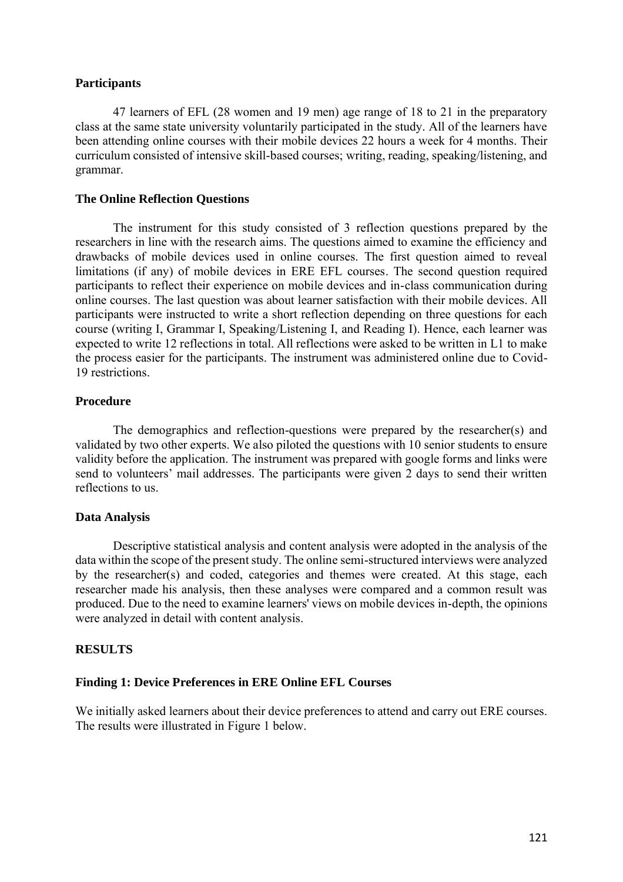### Participants

47 learners of EFL (28 women and 19 men) age range of 18 to 21 in the preparatory class at the same state university voluntarily participated in the study. All of the learners have been attending online courses with their mobile devices 22 hours a week for 4 months. Their curriculum consisted of intensive skill-based courses; writing, reading, speaking/listening, and grammar.

### The Online Reflection Questions

The instrument for this study consisted of 3 reflection questions prepared by the researchers in line with the research aims. The questions aimed to examine the efficiency and drawbacks of mobile devices used in online courses. The first question aimed to reveal limitations (if any) of mobile devices in ERE EFL courses. The second question required participants to reflect their experience on mobile devices and in-class communication during online courses. The last question was about learner satisfaction with their mobile devices. All participants were instructed to write a short reflection depending on three questions for each course (writing I, Grammar I, Speaking/Listening I, and Reading I). Hence, each learner was expected to write 12 reflections in total. All reflections were asked to be written in L1 to make the process easier for the participants. The instrument was administered online due to Covid-19 restrictions.

### Procedure

The demographics and reflection-questions were prepared by the researcher(s) and validated by two other experts. We also piloted the questions with 10 senior students to ensure validity before the application. The instrument was prepared with google forms and links were send to volunteers' mail addresses. The participants were given 2 days to send their written reflections to us.

### Data Analysis

Descriptive statistical analysis and content analysis were adopted in the analysis of the data within the scope of the present study. The online semi-structured interviews were analyzed by the researcher(s) and coded, categories and themes were created. At this stage, each researcher made his analysis, then these analyses were compared and a common result was produced. Due to the need to examine learners' views on mobile devices in-depth, the opinions were analyzed in detail with content analysis.

## RESULTS

### Finding 1: Device Preferences in ERE Online EFL Courses

We initially asked learners about their device preferences to attend and carry out ERE courses. The results were illustrated in Figure 1 below.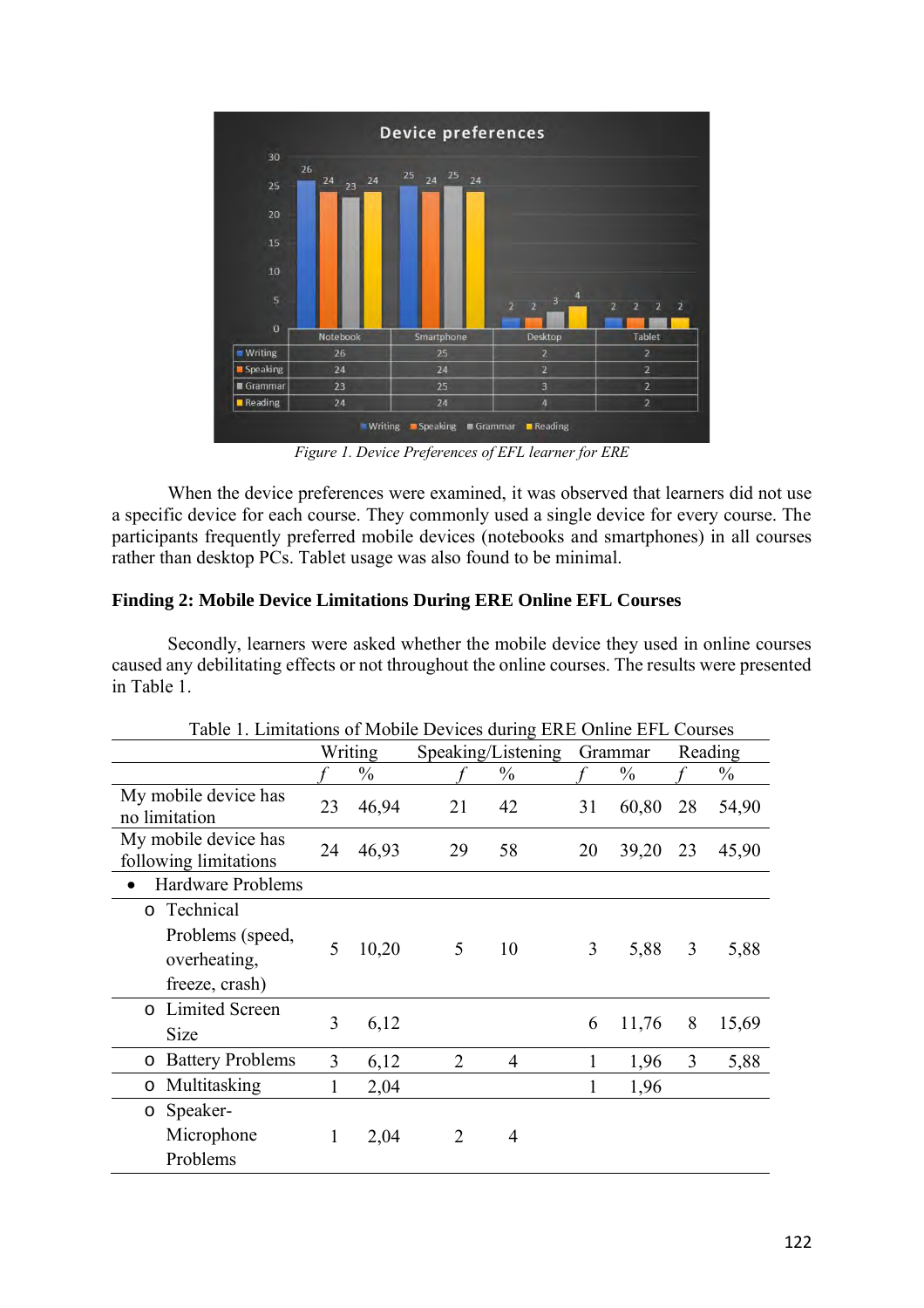**Device preferences**

| | Notebook | Smartphone | Desktop | Tablet |
|---|---|---|---|---|
| Writing | 26 | 25 | 2 | 2 |
| Speaking | 24 | 24 | 2 | 2 |
| Grammar | 23 | 25 | 3 | 2 |
| Reading | 24 | 24 | 4 | 2 |

*Figure 1. Device Preferences of EFL learner for ERE*

When the device preferences were examined, it was observed that learners did not use a specific device for each course. They commonly used a single device for every course. The participants frequently preferred mobile devices (notebooks and smartphones) in all courses rather than desktop PCs. Tablet usage was also found to be minimal.

**Finding 2: Mobile Device Limitations During ERE Online EFL Courses**

Secondly, learners were asked whether the mobile device they used in online courses caused any debilitating effects or not throughout the online courses. The results were presented in Table 1.

Table 1. Limitations of Mobile Devices during ERE Online EFL Courses

| | Writing | | Speaking/Listening | | Grammar | | Reading | |
|---|---|---|---|---|---|---|---|---|
| | *f* | % | *f* | % | *f* | % | *f* | % |
| My mobile device has no limitation | 23 | 46,94 | 21 | 42 | 31 | 60,80 | 28 | 54,90 |
| My mobile device has following limitations | 24 | 46,93 | 29 | 58 | 20 | 39,20 | 23 | 45,90 |
| • Hardware Problems | | | | | | | | |
| o Technical Problems (speed, overheating, freeze, crash) | 5 | 10,20 | 5 | 10 | 3 | 5,88 | 3 | 5,88 |
| o Limited Screen Size | 3 | 6,12 | | | 6 | 11,76 | 8 | 15,69 |
| o Battery Problems | 3 | 6,12 | 2 | 4 | 1 | 1,96 | 3 | 5,88 |
| o Multitasking | 1 | 2,04 | | | 1 | 1,96 | | |
| o Speaker-Microphone Problems | 1 | 2,04 | 2 | 4 | | | | |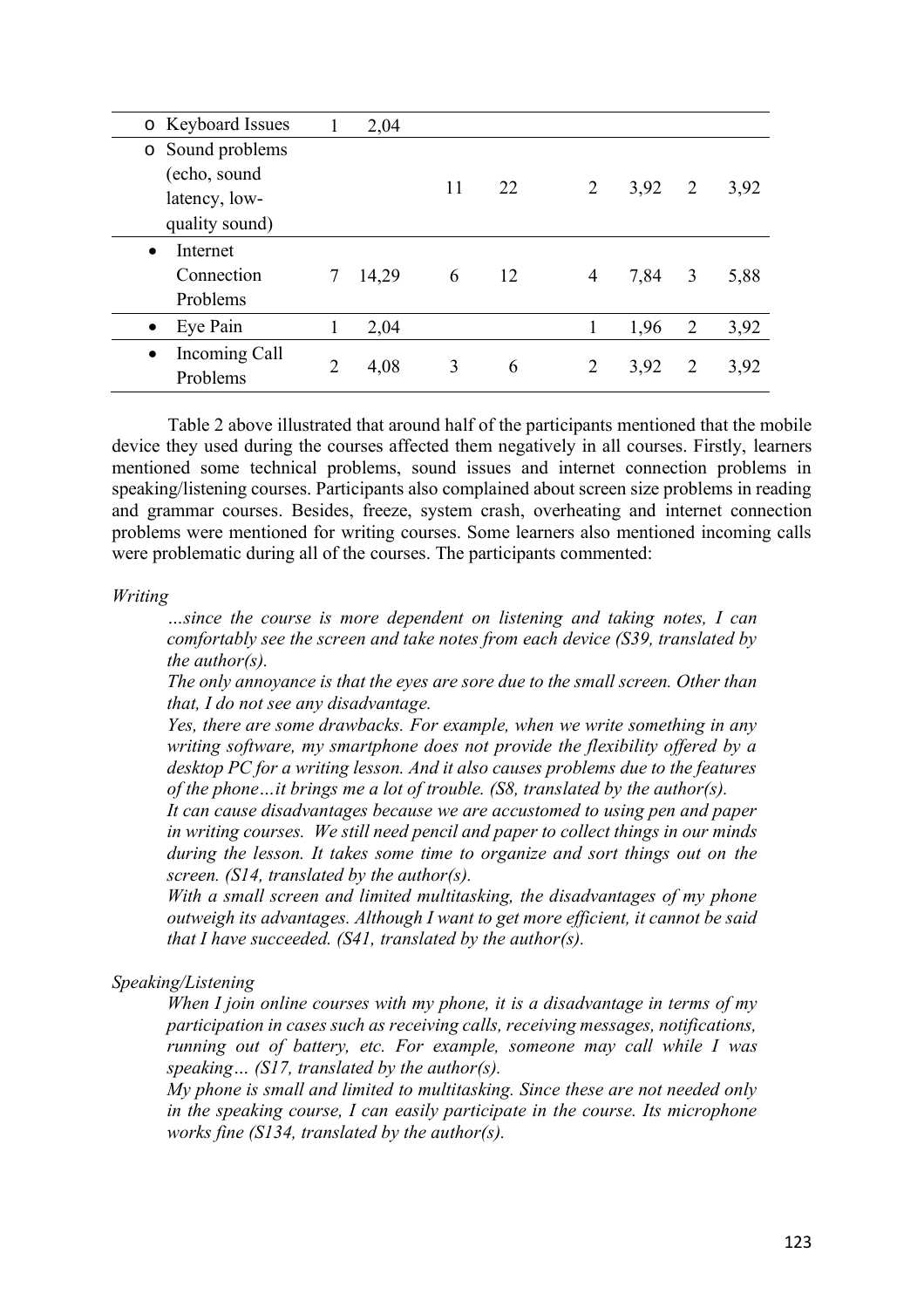| | | | | | | | | |
|---|---|---|---|---|---|---|---|---|
| o Keyboard Issues | 1 | 2,04 | | | | | | |
| o Sound problems (echo, sound latency, low-quality sound) | | | 11 | 22 | 2 | 3,92 | 2 | 3,92 |
| • Internet Connection Problems | 7 | 14,29 | 6 | 12 | 4 | 7,84 | 3 | 5,88 |
| • Eye Pain | 1 | 2,04 | | | 1 | 1,96 | 2 | 3,92 |
| • Incoming Call Problems | 2 | 4,08 | 3 | 6 | 2 | 3,92 | 2 | 3,92 |

Table 2 above illustrated that around half of the participants mentioned that the mobile device they used during the courses affected them negatively in all courses. Firstly, learners mentioned some technical problems, sound issues and internet connection problems in speaking/listening courses. Participants also complained about screen size problems in reading and grammar courses. Besides, freeze, system crash, overheating and internet connection problems were mentioned for writing courses. Some learners also mentioned incoming calls were problematic during all of the courses. The participants commented:

*Writing*

> *…since the course is more dependent on listening and taking notes, I can comfortably see the screen and take notes from each device (S39, translated by the author(s).*
>
> *The only annoyance is that the eyes are sore due to the small screen. Other than that, I do not see any disadvantage.*
>
> *Yes, there are some drawbacks. For example, when we write something in any writing software, my smartphone does not provide the flexibility offered by a desktop PC for a writing lesson. And it also causes problems due to the features of the phone…it brings me a lot of trouble. (S8, translated by the author(s).*
>
> *It can cause disadvantages because we are accustomed to using pen and paper in writing courses. We still need pencil and paper to collect things in our minds during the lesson. It takes some time to organize and sort things out on the screen. (S14, translated by the author(s).*
>
> *With a small screen and limited multitasking, the disadvantages of my phone outweigh its advantages. Although I want to get more efficient, it cannot be said that I have succeeded. (S41, translated by the author(s).*

*Speaking/Listening*

> *When I join online courses with my phone, it is a disadvantage in terms of my participation in cases such as receiving calls, receiving messages, notifications, running out of battery, etc. For example, someone may call while I was speaking… (S17, translated by the author(s).*
>
> *My phone is small and limited to multitasking. Since these are not needed only in the speaking course, I can easily participate in the course. Its microphone works fine (S134, translated by the author(s).*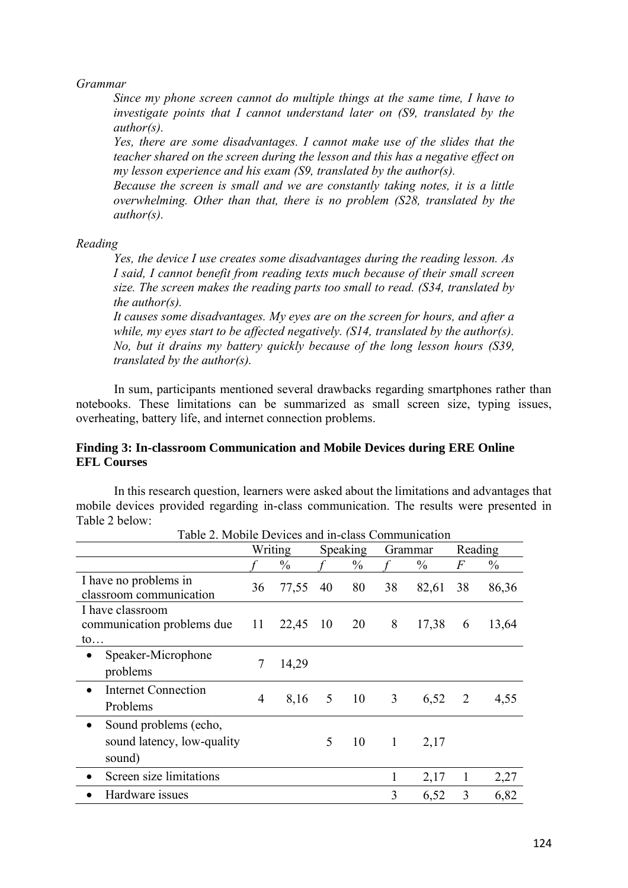*Grammar*

> *Since my phone screen cannot do multiple things at the same time, I have to investigate points that I cannot understand later on (S9, translated by the author(s).*
>
> *Yes, there are some disadvantages. I cannot make use of the slides that the teacher shared on the screen during the lesson and this has a negative effect on my lesson experience and his exam (S9, translated by the author(s).*
>
> *Because the screen is small and we are constantly taking notes, it is a little overwhelming. Other than that, there is no problem (S28, translated by the author(s).*

*Reading*

> *Yes, the device I use creates some disadvantages during the reading lesson. As I said, I cannot benefit from reading texts much because of their small screen size. The screen makes the reading parts too small to read. (S34, translated by the author(s).*
>
> *It causes some disadvantages. My eyes are on the screen for hours, and after a while, my eyes start to be affected negatively. (S14, translated by the author(s).*
>
> *No, but it drains my battery quickly because of the long lesson hours (S39, translated by the author(s).*

In sum, participants mentioned several drawbacks regarding smartphones rather than notebooks. These limitations can be summarized as small screen size, typing issues, overheating, battery life, and internet connection problems.

**Finding 3: In-classroom Communication and Mobile Devices during ERE Online EFL Courses**

In this research question, learners were asked about the limitations and advantages that mobile devices provided regarding in-class communication. The results were presented in Table 2 below:

Table 2. Mobile Devices and in-class Communication

| | Writing | | Speaking | | Grammar | | Reading | |
|---|---|---|---|---|---|---|---|---|
| | *f* | % | *f* | % | *f* | % | *F* | % |
| I have no problems in classroom communication | 36 | 77,55 | 40 | 80 | 38 | 82,61 | 38 | 86,36 |
| I have classroom communication problems due to… | 11 | 22,45 | 10 | 20 | 8 | 17,38 | 6 | 13,64 |
| • Speaker-Microphone problems | 7 | 14,29 | | | | | | |
| • Internet Connection Problems | 4 | 8,16 | 5 | 10 | 3 | 6,52 | 2 | 4,55 |
| • Sound problems (echo, sound latency, low-quality sound) | | | 5 | 10 | 1 | 2,17 | | |
| • Screen size limitations | | | | | 1 | 2,17 | 1 | 2,27 |
| • Hardware issues | | | | | 3 | 6,52 | 3 | 6,82 |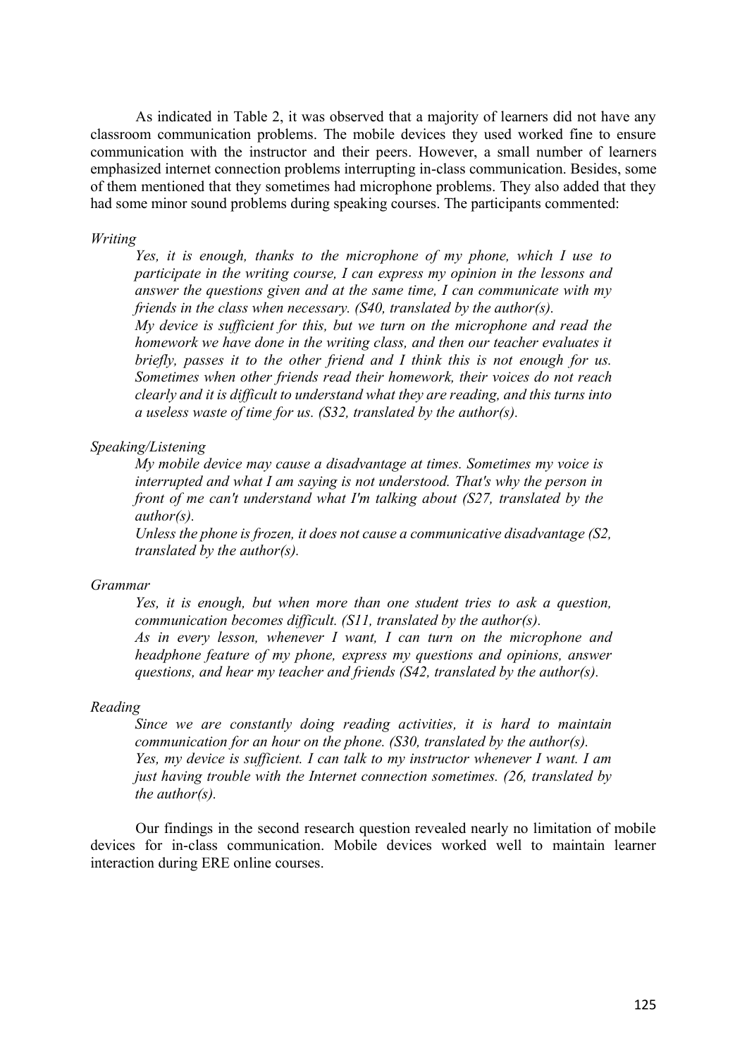As indicated in Table 2, it was observed that a majority of learners did not have any classroom communication problems. The mobile devices they used worked fine to ensure communication with the instructor and their peers. However, a small number of learners emphasized internet connection problems interrupting in-class communication. Besides, some of them mentioned that they sometimes had microphone problems. They also added that they had some minor sound problems during speaking courses. The participants commented:

*Writing*

> *Yes, it is enough, thanks to the microphone of my phone, which I use to participate in the writing course, I can express my opinion in the lessons and answer the questions given and at the same time, I can communicate with my friends in the class when necessary. (S40, translated by the author(s).*
>
> *My device is sufficient for this, but we turn on the microphone and read the homework we have done in the writing class, and then our teacher evaluates it briefly, passes it to the other friend and I think this is not enough for us. Sometimes when other friends read their homework, their voices do not reach clearly and it is difficult to understand what they are reading, and this turns into a useless waste of time for us. (S32, translated by the author(s).*

*Speaking/Listening*

> *My mobile device may cause a disadvantage at times. Sometimes my voice is interrupted and what I am saying is not understood. That's why the person in front of me can't understand what I'm talking about (S27, translated by the author(s).*
>
> *Unless the phone is frozen, it does not cause a communicative disadvantage (S2, translated by the author(s).*

*Grammar*

> *Yes, it is enough, but when more than one student tries to ask a question, communication becomes difficult. (S11, translated by the author(s).*
>
> *As in every lesson, whenever I want, I can turn on the microphone and headphone feature of my phone, express my questions and opinions, answer questions, and hear my teacher and friends (S42, translated by the author(s).*

*Reading*

> *Since we are constantly doing reading activities, it is hard to maintain communication for an hour on the phone. (S30, translated by the author(s).*
>
> *Yes, my device is sufficient. I can talk to my instructor whenever I want. I am just having trouble with the Internet connection sometimes. (26, translated by the author(s).*

Our findings in the second research question revealed nearly no limitation of mobile devices for in-class communication. Mobile devices worked well to maintain learner interaction during ERE online courses.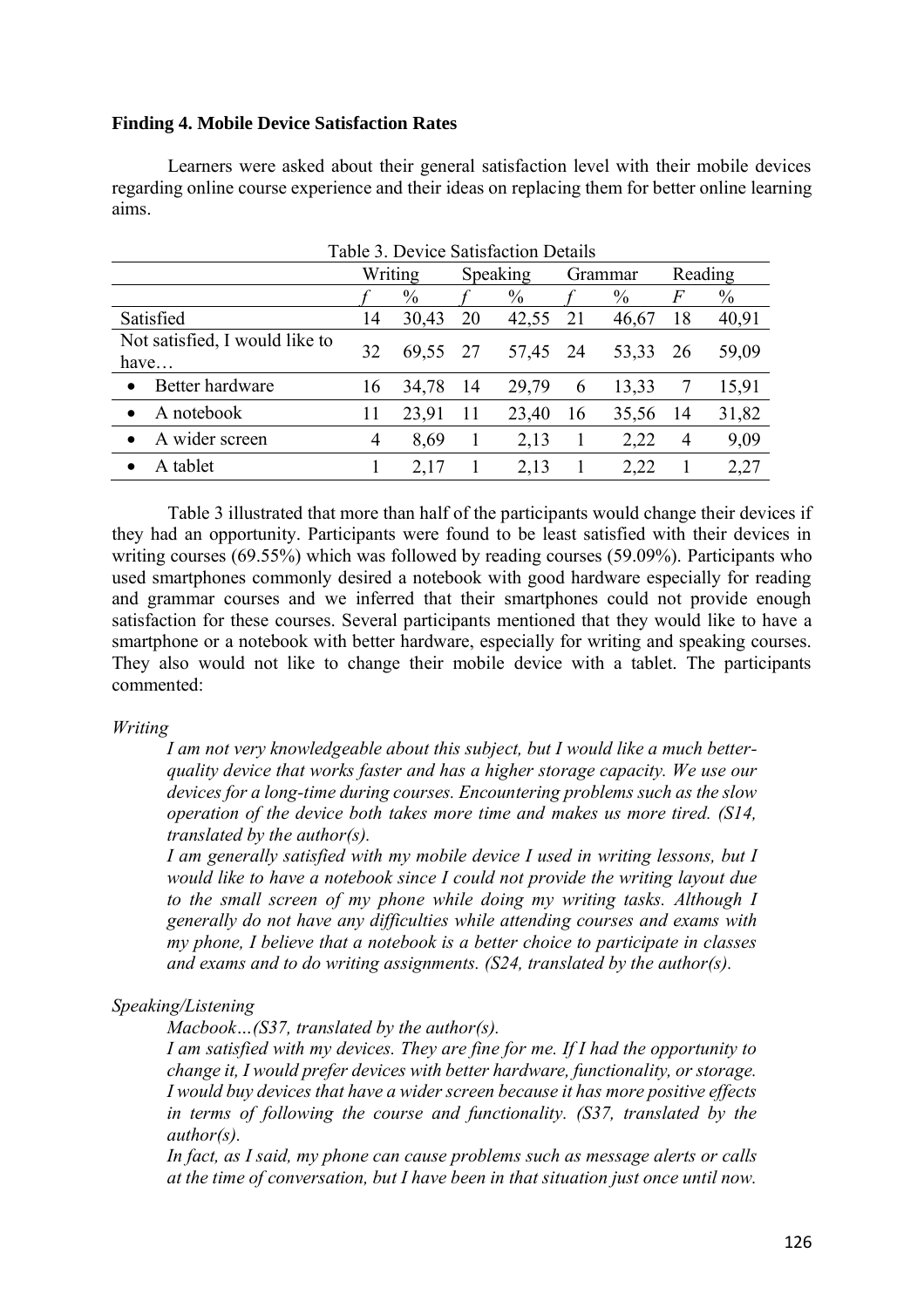**Finding 4. Mobile Device Satisfaction Rates**

Learners were asked about their general satisfaction level with their mobile devices regarding online course experience and their ideas on replacing them for better online learning aims.

Table 3. Device Satisfaction Details

| | Writing | | Speaking | | Grammar | | Reading | |
|---|---|---|---|---|---|---|---|---|
| | *f* | % | *f* | % | *f* | % | *F* | % |
| Satisfied | 14 | 30,43 | 20 | 42,55 | 21 | 46,67 | 18 | 40,91 |
| Not satisfied, I would like to have… | 32 | 69,55 | 27 | 57,45 | 24 | 53,33 | 26 | 59,09 |
| • Better hardware | 16 | 34,78 | 14 | 29,79 | 6 | 13,33 | 7 | 15,91 |
| • A notebook | 11 | 23,91 | 11 | 23,40 | 16 | 35,56 | 14 | 31,82 |
| • A wider screen | 4 | 8,69 | 1 | 2,13 | 1 | 2,22 | 4 | 9,09 |
| • A tablet | 1 | 2,17 | 1 | 2,13 | 1 | 2,22 | 1 | 2,27 |

Table 3 illustrated that more than half of the participants would change their devices if they had an opportunity. Participants were found to be least satisfied with their devices in writing courses (69.55%) which was followed by reading courses (59.09%). Participants who used smartphones commonly desired a notebook with good hardware especially for reading and grammar courses and we inferred that their smartphones could not provide enough satisfaction for these courses. Several participants mentioned that they would like to have a smartphone or a notebook with better hardware, especially for writing and speaking courses. They also would not like to change their mobile device with a tablet. The participants commented:

*Writing*

> *I am not very knowledgeable about this subject, but I would like a much better-quality device that works faster and has a higher storage capacity. We use our devices for a long-time during courses. Encountering problems such as the slow operation of the device both takes more time and makes us more tired. (S14, translated by the author(s).*
>
> *I am generally satisfied with my mobile device I used in writing lessons, but I would like to have a notebook since I could not provide the writing layout due to the small screen of my phone while doing my writing tasks. Although I generally do not have any difficulties while attending courses and exams with my phone, I believe that a notebook is a better choice to participate in classes and exams and to do writing assignments. (S24, translated by the author(s).*

*Speaking/Listening*

> *Macbook…(S37, translated by the author(s).*
>
> *I am satisfied with my devices. They are fine for me. If I had the opportunity to change it, I would prefer devices with better hardware, functionality, or storage. I would buy devices that have a wider screen because it has more positive effects in terms of following the course and functionality. (S37, translated by the author(s).*
>
> *In fact, as I said, my phone can cause problems such as message alerts or calls at the time of conversation, but I have been in that situation just once until now.*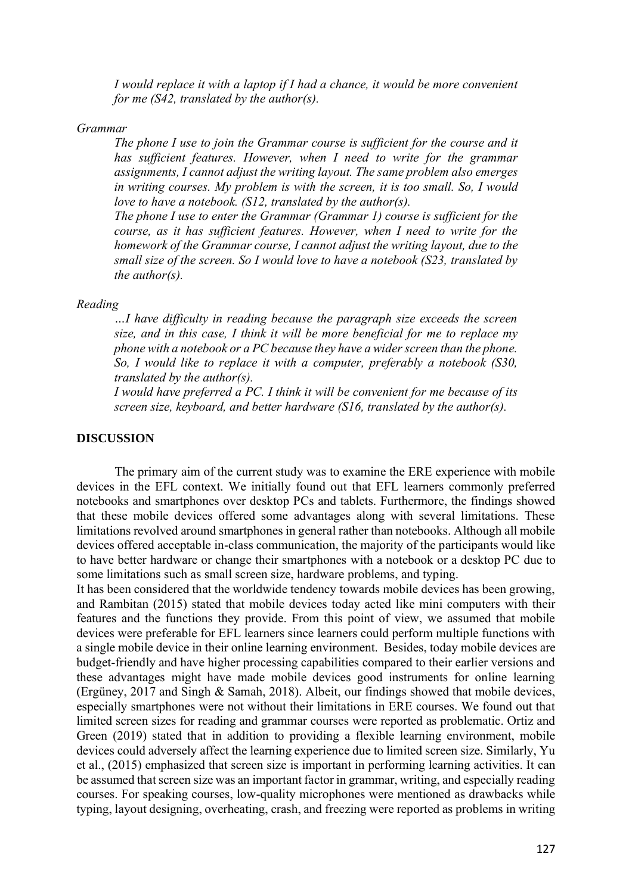*I would replace it with a laptop if I had a chance, it would be more convenient for me (S42, translated by the author(s).*

*Grammar*

> *The phone I use to join the Grammar course is sufficient for the course and it has sufficient features. However, when I need to write for the grammar assignments, I cannot adjust the writing layout. The same problem also emerges in writing courses. My problem is with the screen, it is too small. So, I would love to have a notebook. (S12, translated by the author(s).*
>
> *The phone I use to enter the Grammar (Grammar 1) course is sufficient for the course, as it has sufficient features. However, when I need to write for the homework of the Grammar course, I cannot adjust the writing layout, due to the small size of the screen. So I would love to have a notebook (S23, translated by the author(s).*

*Reading*

> *…I have difficulty in reading because the paragraph size exceeds the screen size, and in this case, I think it will be more beneficial for me to replace my phone with a notebook or a PC because they have a wider screen than the phone. So, I would like to replace it with a computer, preferably a notebook (S30, translated by the author(s).*
>
> *I would have preferred a PC. I think it will be convenient for me because of its screen size, keyboard, and better hardware (S16, translated by the author(s).*

## DISCUSSION

The primary aim of the current study was to examine the ERE experience with mobile devices in the EFL context. We initially found out that EFL learners commonly preferred notebooks and smartphones over desktop PCs and tablets. Furthermore, the findings showed that these mobile devices offered some advantages along with several limitations. These limitations revolved around smartphones in general rather than notebooks. Although all mobile devices offered acceptable in-class communication, the majority of the participants would like to have better hardware or change their smartphones with a notebook or a desktop PC due to some limitations such as small screen size, hardware problems, and typing.

It has been considered that the worldwide tendency towards mobile devices has been growing, and Rambitan (2015) stated that mobile devices today acted like mini computers with their features and the functions they provide. From this point of view, we assumed that mobile devices were preferable for EFL learners since learners could perform multiple functions with a single mobile device in their online learning environment. Besides, today mobile devices are budget-friendly and have higher processing capabilities compared to their earlier versions and these advantages might have made mobile devices good instruments for online learning (Ergüney, 2017 and Singh & Samah, 2018). Albeit, our findings showed that mobile devices, especially smartphones were not without their limitations in ERE courses. We found out that limited screen sizes for reading and grammar courses were reported as problematic. Ortiz and Green (2019) stated that in addition to providing a flexible learning environment, mobile devices could adversely affect the learning experience due to limited screen size. Similarly, Yu et al., (2015) emphasized that screen size is important in performing learning activities. It can be assumed that screen size was an important factor in grammar, writing, and especially reading courses. For speaking courses, low-quality microphones were mentioned as drawbacks while typing, layout designing, overheating, crash, and freezing were reported as problems in writing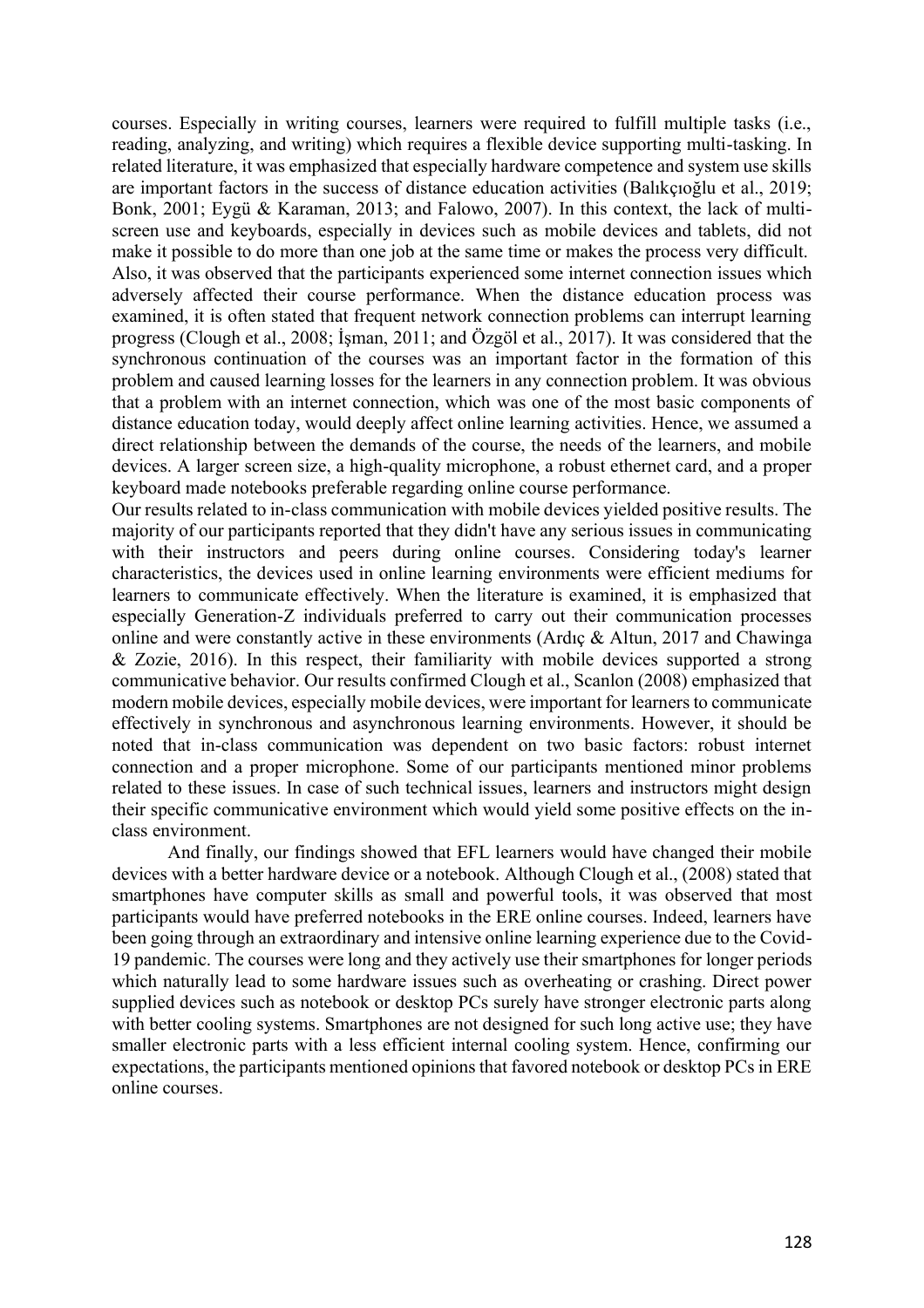courses. Especially in writing courses, learners were required to fulfill multiple tasks (i.e., reading, analyzing, and writing) which requires a flexible device supporting multi-tasking. In related literature, it was emphasized that especially hardware competence and system use skills are important factors in the success of distance education activities (Balıkçıoğlu et al., 2019; Bonk, 2001; Eygü & Karaman, 2013; and Falowo, 2007). In this context, the lack of multi-screen use and keyboards, especially in devices such as mobile devices and tablets, did not make it possible to do more than one job at the same time or makes the process very difficult. Also, it was observed that the participants experienced some internet connection issues which adversely affected their course performance. When the distance education process was examined, it is often stated that frequent network connection problems can interrupt learning progress (Clough et al., 2008; İşman, 2011; and Özgöl et al., 2017). It was considered that the synchronous continuation of the courses was an important factor in the formation of this problem and caused learning losses for the learners in any connection problem. It was obvious that a problem with an internet connection, which was one of the most basic components of distance education today, would deeply affect online learning activities. Hence, we assumed a direct relationship between the demands of the course, the needs of the learners, and mobile devices. A larger screen size, a high-quality microphone, a robust ethernet card, and a proper keyboard made notebooks preferable regarding online course performance.

Our results related to in-class communication with mobile devices yielded positive results. The majority of our participants reported that they didn't have any serious issues in communicating with their instructors and peers during online courses. Considering today's learner characteristics, the devices used in online learning environments were efficient mediums for learners to communicate effectively. When the literature is examined, it is emphasized that especially Generation-Z individuals preferred to carry out their communication processes online and were constantly active in these environments (Ardıç & Altun, 2017 and Chawinga & Zozie, 2016). In this respect, their familiarity with mobile devices supported a strong communicative behavior. Our results confirmed Clough et al., Scanlon (2008) emphasized that modern mobile devices, especially mobile devices, were important for learners to communicate effectively in synchronous and asynchronous learning environments. However, it should be noted that in-class communication was dependent on two basic factors: robust internet connection and a proper microphone. Some of our participants mentioned minor problems related to these issues. In case of such technical issues, learners and instructors might design their specific communicative environment which would yield some positive effects on the in-class environment.

And finally, our findings showed that EFL learners would have changed their mobile devices with a better hardware device or a notebook. Although Clough et al., (2008) stated that smartphones have computer skills as small and powerful tools, it was observed that most participants would have preferred notebooks in the ERE online courses. Indeed, learners have been going through an extraordinary and intensive online learning experience due to the Covid-19 pandemic. The courses were long and they actively use their smartphones for longer periods which naturally lead to some hardware issues such as overheating or crashing. Direct power supplied devices such as notebook or desktop PCs surely have stronger electronic parts along with better cooling systems. Smartphones are not designed for such long active use; they have smaller electronic parts with a less efficient internal cooling system. Hence, confirming our expectations, the participants mentioned opinions that favored notebook or desktop PCs in ERE online courses.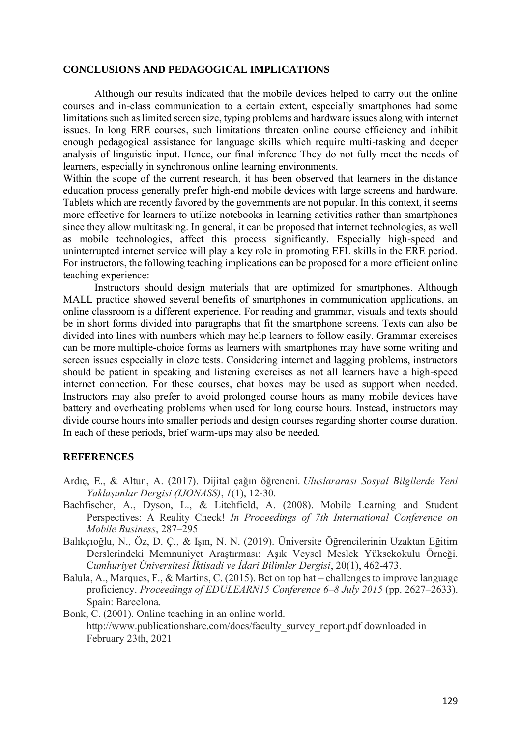## CONCLUSIONS AND PEDAGOGICAL IMPLICATIONS

Although our results indicated that the mobile devices helped to carry out the online courses and in-class communication to a certain extent, especially smartphones had some limitations such as limited screen size, typing problems and hardware issues along with internet issues. In long ERE courses, such limitations threaten online course efficiency and inhibit enough pedagogical assistance for language skills which require multi-tasking and deeper analysis of linguistic input. Hence, our final inference They do not fully meet the needs of learners, especially in synchronous online learning environments.

Within the scope of the current research, it has been observed that learners in the distance education process generally prefer high-end mobile devices with large screens and hardware. Tablets which are recently favored by the governments are not popular. In this context, it seems more effective for learners to utilize notebooks in learning activities rather than smartphones since they allow multitasking. In general, it can be proposed that internet technologies, as well as mobile technologies, affect this process significantly. Especially high-speed and uninterrupted internet service will play a key role in promoting EFL skills in the ERE period. For instructors, the following teaching implications can be proposed for a more efficient online teaching experience:

Instructors should design materials that are optimized for smartphones. Although MALL practice showed several benefits of smartphones in communication applications, an online classroom is a different experience. For reading and grammar, visuals and texts should be in short forms divided into paragraphs that fit the smartphone screens. Texts can also be divided into lines with numbers which may help learners to follow easily. Grammar exercises can be more multiple-choice forms as learners with smartphones may have some writing and screen issues especially in cloze tests. Considering internet and lagging problems, instructors should be patient in speaking and listening exercises as not all learners have a high-speed internet connection. For these courses, chat boxes may be used as support when needed. Instructors may also prefer to avoid prolonged course hours as many mobile devices have battery and overheating problems when used for long course hours. Instead, instructors may divide course hours into smaller periods and design courses regarding shorter course duration. In each of these periods, brief warm-ups may also be needed.

## REFERENCES

Ardıç, E., & Altun, A. (2017). Dijital çağın öğreneni. *Uluslararası Sosyal Bilgilerde Yeni Yaklaşımlar Dergisi (IJONASS)*, *1*(1), 12-30.

Bachfischer, A., Dyson, L., & Litchfield, A. (2008). Mobile Learning and Student Perspectives: A Reality Check! *In Proceedings of 7th International Conference on Mobile Business*, 287–295

Balıkçıoğlu, N., Öz, D. Ç., & Işın, N. N. (2019). Üniversite Öğrencilerinin Uzaktan Eğitim Derslerindeki Memnuniyet Araştırması: Aşık Veysel Meslek Yüksekokulu Örneği. C*umhuriyet Üniversitesi İktisadi ve İdari Bilimler Dergisi*, 20(1), 462-473.

Balula, A., Marques, F., & Martins, C. (2015). Bet on top hat – challenges to improve language proficiency. *Proceedings of EDULEARN15 Conference 6–8 July 2015* (pp. 2627–2633). Spain: Barcelona.

Bonk, C. (2001). Online teaching in an online world. http://www.publicationshare.com/docs/faculty_survey_report.pdf downloaded in February 23th, 2021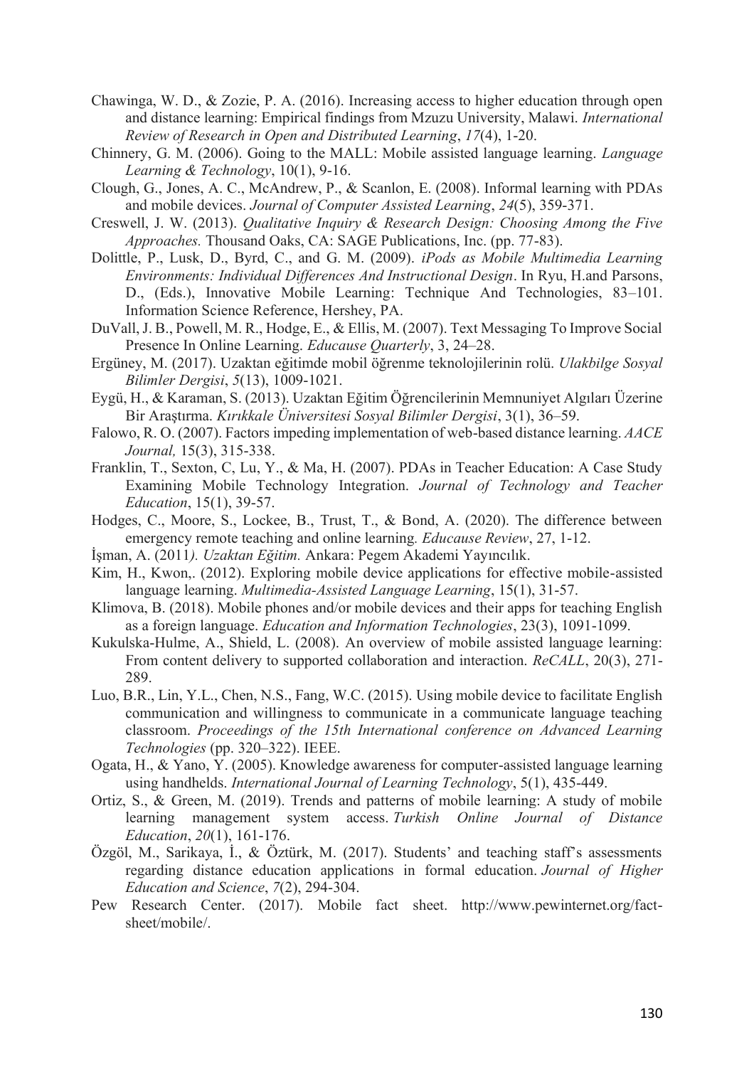Chawinga, W. D., & Zozie, P. A. (2016). Increasing access to higher education through open and distance learning: Empirical findings from Mzuzu University, Malawi. *International Review of Research in Open and Distributed Learning*, *17*(4), 1-20.

Chinnery, G. M. (2006). Going to the MALL: Mobile assisted language learning. *Language Learning & Technology*, 10(1), 9-16.

Clough, G., Jones, A. C., McAndrew, P., & Scanlon, E. (2008). Informal learning with PDAs and mobile devices. *Journal of Computer Assisted Learning*, *24*(5), 359-371.

Creswell, J. W. (2013). *Qualitative Inquiry & Research Design: Choosing Among the Five Approaches.* Thousand Oaks, CA: SAGE Publications, Inc. (pp. 77-83).

Dolittle, P., Lusk, D., Byrd, C., and G. M. (2009). *iPods as Mobile Multimedia Learning Environments: Individual Differences And Instructional Design*. In Ryu, H.and Parsons, D., (Eds.), Innovative Mobile Learning: Technique And Technologies, 83–101. Information Science Reference, Hershey, PA.

DuVall, J. B., Powell, M. R., Hodge, E., & Ellis, M. (2007). Text Messaging To Improve Social Presence In Online Learning. *Educause Quarterly*, 3, 24–28.

Ergüney, M. (2017). Uzaktan eğitimde mobil öğrenme teknolojilerinin rolü. *Ulakbilge Sosyal Bilimler Dergisi*, *5*(13), 1009-1021.

Eygü, H., & Karaman, S. (2013). Uzaktan Eğitim Öğrencilerinin Memnuniyet Algıları Üzerine Bir Araştırma. *Kırıkkale Üniversitesi Sosyal Bilimler Dergisi*, 3(1), 36–59.

Falowo, R. O. (2007). Factors impeding implementation of web-based distance learning. *AACE Journal,* 15(3), 315-338.

Franklin, T., Sexton, C, Lu, Y., & Ma, H. (2007). PDAs in Teacher Education: A Case Study Examining Mobile Technology Integration. *Journal of Technology and Teacher Education*, 15(1), 39-57.

Hodges, C., Moore, S., Lockee, B., Trust, T., & Bond, A. (2020). The difference between emergency remote teaching and online learning. *Educause Review*, 27, 1-12.

İşman, A. (2011*). Uzaktan Eğitim.* Ankara: Pegem Akademi Yayıncılık.

Kim, H., Kwon,. (2012). Exploring mobile device applications for effective mobile-assisted language learning. *Multimedia-Assisted Language Learning*, 15(1), 31-57.

Klimova, B. (2018). Mobile phones and/or mobile devices and their apps for teaching English as a foreign language. *Education and Information Technologies*, 23(3), 1091-1099.

Kukulska-Hulme, A., Shield, L. (2008). An overview of mobile assisted language learning: From content delivery to supported collaboration and interaction. *ReCALL*, 20(3), 271-289.

Luo, B.R., Lin, Y.L., Chen, N.S., Fang, W.C. (2015). Using mobile device to facilitate English communication and willingness to communicate in a communicate language teaching classroom. *Proceedings of the 15th International conference on Advanced Learning Technologies* (pp. 320–322). IEEE.

Ogata, H., & Yano, Y. (2005). Knowledge awareness for computer-assisted language learning using handhelds. *International Journal of Learning Technology*, 5(1), 435-449.

Ortiz, S., & Green, M. (2019). Trends and patterns of mobile learning: A study of mobile learning management system access. *Turkish Online Journal of Distance Education*, *20*(1), 161-176.

Özgöl, M., Sarikaya, İ., & Öztürk, M. (2017). Students' and teaching staff's assessments regarding distance education applications in formal education. *Journal of Higher Education and Science*, *7*(2), 294-304.

Pew Research Center. (2017). Mobile fact sheet. http://www.pewinternet.org/fact-sheet/mobile/.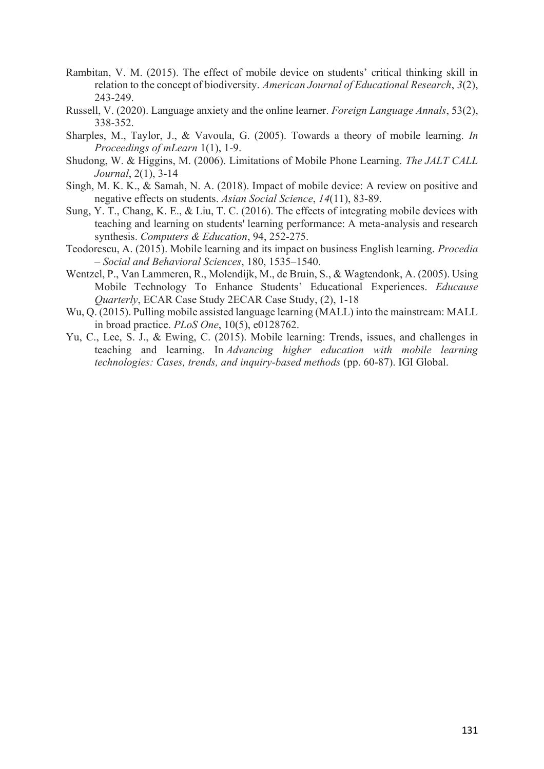Rambitan, V. M. (2015). The effect of mobile device on students' critical thinking skill in relation to the concept of biodiversity. *American Journal of Educational Research*, *3*(2), 243-249.

Russell, V. (2020). Language anxiety and the online learner. *Foreign Language Annals*, 53(2), 338-352.

Sharples, M., Taylor, J., & Vavoula, G. (2005). Towards a theory of mobile learning. *In Proceedings of mLearn* 1(1), 1-9.

Shudong, W. & Higgins, M. (2006). Limitations of Mobile Phone Learning. *The JALT CALL Journal*, 2(1), 3-14

Singh, M. K. K., & Samah, N. A. (2018). Impact of mobile device: A review on positive and negative effects on students. *Asian Social Science*, *14*(11), 83-89.

Sung, Y. T., Chang, K. E., & Liu, T. C. (2016). The effects of integrating mobile devices with teaching and learning on students' learning performance: A meta-analysis and research synthesis. *Computers & Education*, 94, 252-275.

Teodorescu, A. (2015). Mobile learning and its impact on business English learning. *Procedia – Social and Behavioral Sciences*, 180, 1535–1540.

Wentzel, P., Van Lammeren, R., Molendijk, M., de Bruin, S., & Wagtendonk, A. (2005). Using Mobile Technology To Enhance Students' Educational Experiences. *Educause Quarterly*, ECAR Case Study 2ECAR Case Study, (2), 1-18

Wu, Q. (2015). Pulling mobile assisted language learning (MALL) into the mainstream: MALL in broad practice. *PLoS One*, 10(5), e0128762.

Yu, C., Lee, S. J., & Ewing, C. (2015). Mobile learning: Trends, issues, and challenges in teaching and learning. In *Advancing higher education with mobile learning technologies: Cases, trends, and inquiry-based methods* (pp. 60-87). IGI Global.